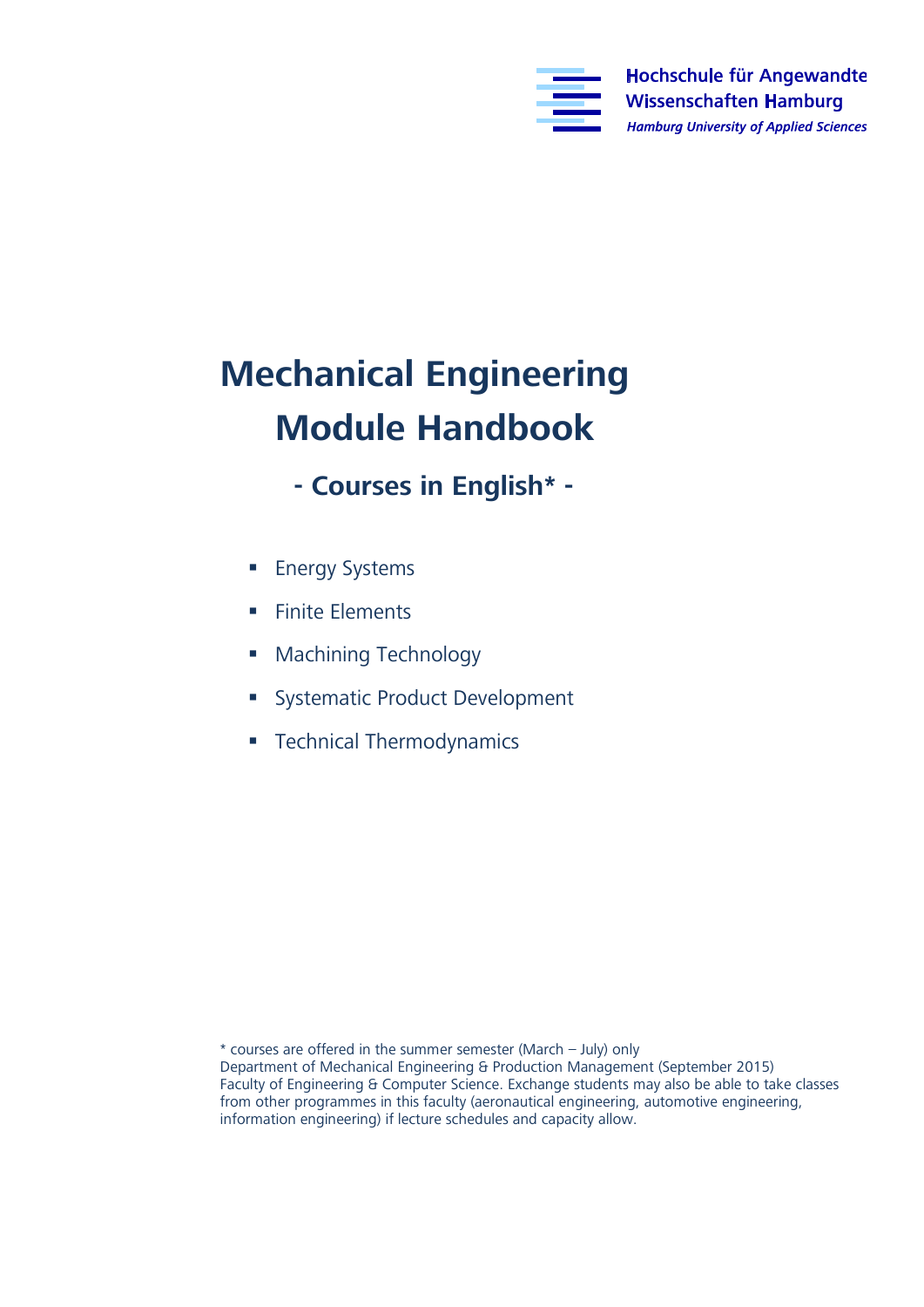Hochschule für Angewandte Wissenschaften Hamburg
*Hamburg University of Applied Sciences*

# Mechanical Engineering Module Handbook

## - Courses in English* -

- Energy Systems
- Finite Elements
- Machining Technology
- Systematic Product Development
- Technical Thermodynamics

* courses are offered in the summer semester (March – July) only
Department of Mechanical Engineering & Production Management (September 2015)
Faculty of Engineering & Computer Science. Exchange students may also be able to take classes from other programmes in this faculty (aeronautical engineering, automotive engineering, information engineering) if lecture schedules and capacity allow.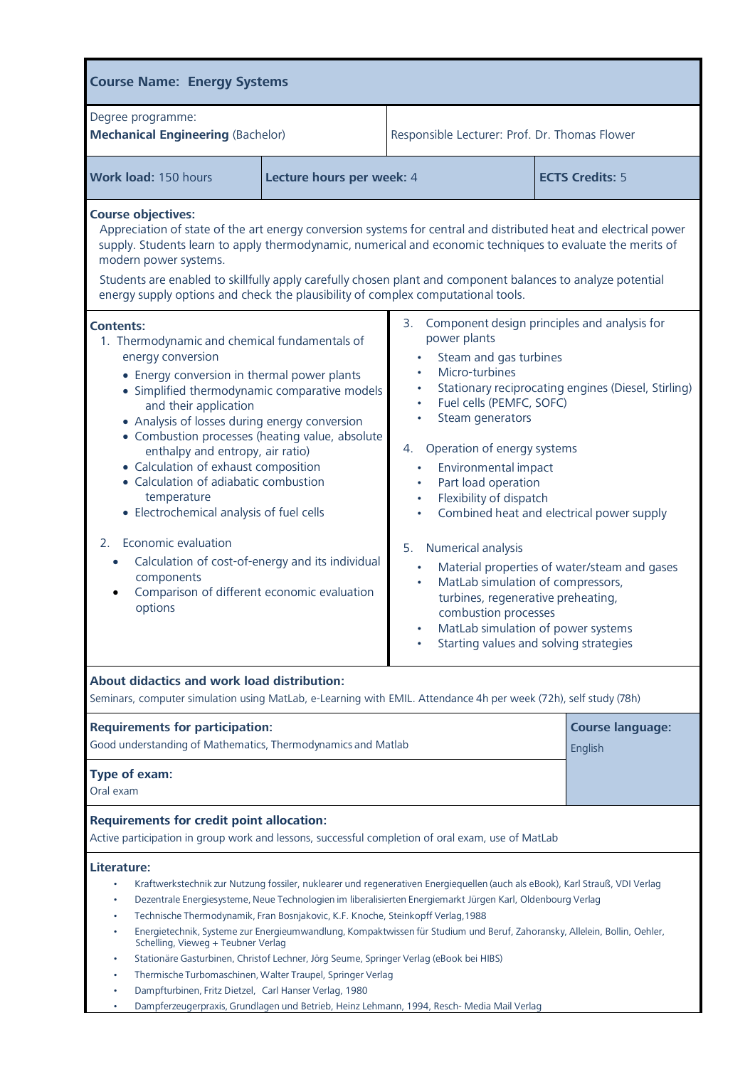## Course Name: Energy Systems

| Degree programme: **Mechanical Engineering** (Bachelor) | Responsible Lecturer: Prof. Dr. Thomas Flower |
|---|---|

| **Work load:** 150 hours | **Lecture hours per week:** 4 | **ECTS Credits:** 5 |
|---|---|---|

**Course objectives:**

Appreciation of state of the art energy conversion systems for central and distributed heat and electrical power supply. Students learn to apply thermodynamic, numerical and economic techniques to evaluate the merits of modern power systems.

Students are enabled to skillfully apply carefully chosen plant and component balances to analyze potential energy supply options and check the plausibility of complex computational tools.

**Contents:**

1. Thermodynamic and chemical fundamentals of energy conversion
   - Energy conversion in thermal power plants
   - Simplified thermodynamic comparative models and their application
   - Analysis of losses during energy conversion
   - Combustion processes (heating value, absolute enthalpy and entropy, air ratio)
   - Calculation of exhaust composition
   - Calculation of adiabatic combustion temperature
   - Electrochemical analysis of fuel cells
2. Economic evaluation
   - Calculation of cost-of-energy and its individual components
   - Comparison of different economic evaluation options
3. Component design principles and analysis for power plants
   - Steam and gas turbines
   - Micro-turbines
   - Stationary reciprocating engines (Diesel, Stirling)
   - Fuel cells (PEMFC, SOFC)
   - Steam generators
4. Operation of energy systems
   - Environmental impact
   - Part load operation
   - Flexibility of dispatch
   - Combined heat and electrical power supply
5. Numerical analysis
   - Material properties of water/steam and gases
   - MatLab simulation of compressors, turbines, regenerative preheating, combustion processes
   - MatLab simulation of power systems
   - Starting values and solving strategies

**About didactics and work load distribution:**

Seminars, computer simulation using MatLab, e-Learning with EMIL. Attendance 4h per week (72h), self study (78h)

**Requirements for participation:**

Good understanding of Mathematics, Thermodynamics and Matlab

**Course language:**

English

**Type of exam:**

Oral exam

**Requirements for credit point allocation:**

Active participation in group work and lessons, successful completion of oral exam, use of MatLab

**Literature:**

- Kraftwerkstechnik zur Nutzung fossiler, nuklearer und regenerativen Energiequellen (auch als eBook), Karl Strauß, VDI Verlag
- Dezentrale Energiesysteme, Neue Technologien im liberalisierten Energiemarkt Jürgen Karl, Oldenbourg Verlag
- Technische Thermodynamik, Fran Bosnjakovic, K.F. Knoche, Steinkopff Verlag,1988
- Energietechnik, Systeme zur Energieumwandlung, Kompaktwissen für Studium und Beruf, Zahoransky, Allelein, Bollin, Oehler, Schelling, Vieweg + Teubner Verlag
- Stationäre Gasturbinen, Christof Lechner, Jörg Seume, Springer Verlag (eBook bei HIBS)
- Thermische Turbomaschinen, Walter Traupel, Springer Verlag
- Dampfturbinen, Fritz Dietzel, Carl Hanser Verlag, 1980
- Dampferzeugerpraxis, Grundlagen und Betrieb, Heinz Lehmann, 1994, Resch- Media Mail Verlag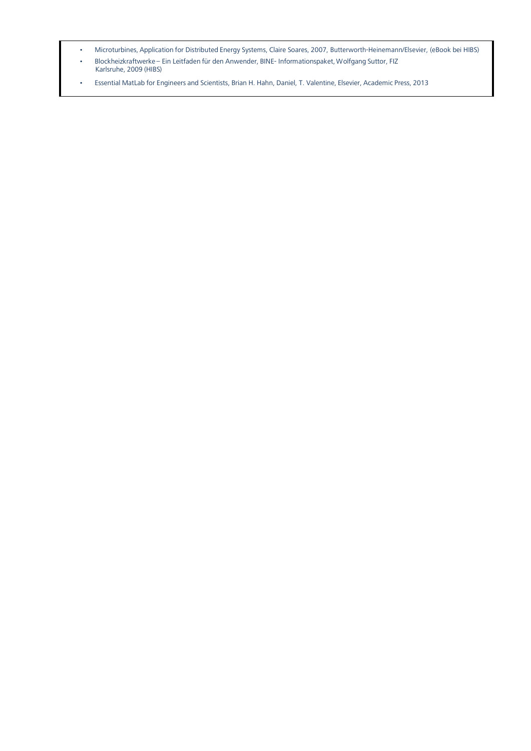- Microturbines, Application for Distributed Energy Systems, Claire Soares, 2007, Butterworth-Heinemann/Elsevier, (eBook bei HIBS)
- Blockheizkraftwerke – Ein Leitfaden für den Anwender, BINE- Informationspaket, Wolfgang Suttor, FIZ Karlsruhe, 2009 (HIBS)
- Essential MatLab for Engineers and Scientists, Brian H. Hahn, Daniel, T. Valentine, Elsevier, Academic Press, 2013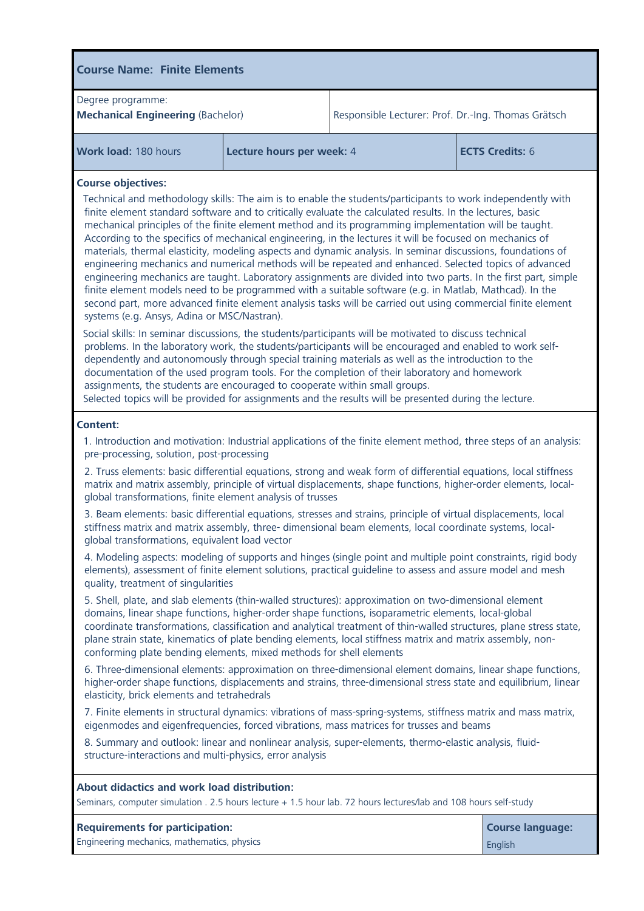## Course Name: Finite Elements

| Degree programme: **Mechanical Engineering** (Bachelor) | Responsible Lecturer: Prof. Dr.-Ing. Thomas Grätsch | |
|---|---|---|
| **Work load:** 180 hours | **Lecture hours per week:** 4 | **ECTS Credits:** 6 |

**Course objectives:**

Technical and methodology skills: The aim is to enable the students/participants to work independently with finite element standard software and to critically evaluate the calculated results. In the lectures, basic mechanical principles of the finite element method and its programming implementation will be taught. According to the specifics of mechanical engineering, in the lectures it will be focused on mechanics of materials, thermal elasticity, modeling aspects and dynamic analysis. In seminar discussions, foundations of engineering mechanics and numerical methods will be repeated and enhanced. Selected topics of advanced engineering mechanics are taught. Laboratory assignments are divided into two parts. In the first part, simple finite element models need to be programmed with a suitable software (e.g. in Matlab, Mathcad). In the second part, more advanced finite element analysis tasks will be carried out using commercial finite element systems (e.g. Ansys, Adina or MSC/Nastran).

Social skills: In seminar discussions, the students/participants will be motivated to discuss technical problems. In the laboratory work, the students/participants will be encouraged and enabled to work self-dependently and autonomously through special training materials as well as the introduction to the documentation of the used program tools. For the completion of their laboratory and homework assignments, the students are encouraged to cooperate within small groups.
Selected topics will be provided for assignments and the results will be presented during the lecture.

**Content:**

1. Introduction and motivation: Industrial applications of the finite element method, three steps of an analysis: pre-processing, solution, post-processing

2. Truss elements: basic differential equations, strong and weak form of differential equations, local stiffness matrix and matrix assembly, principle of virtual displacements, shape functions, higher-order elements, local-global transformations, finite element analysis of trusses

3. Beam elements: basic differential equations, stresses and strains, principle of virtual displacements, local stiffness matrix and matrix assembly, three- dimensional beam elements, local coordinate systems, local-global transformations, equivalent load vector

4. Modeling aspects: modeling of supports and hinges (single point and multiple point constraints, rigid body elements), assessment of finite element solutions, practical guideline to assess and assure model and mesh quality, treatment of singularities

5. Shell, plate, and slab elements (thin-walled structures): approximation on two-dimensional element domains, linear shape functions, higher-order shape functions, isoparametric elements, local-global coordinate transformations, classification and analytical treatment of thin-walled structures, plane stress state, plane strain state, kinematics of plate bending elements, local stiffness matrix and matrix assembly, non-conforming plate bending elements, mixed methods for shell elements

6. Three-dimensional elements: approximation on three-dimensional element domains, linear shape functions, higher-order shape functions, displacements and strains, three-dimensional stress state and equilibrium, linear elasticity, brick elements and tetrahedrals

7. Finite elements in structural dynamics: vibrations of mass-spring-systems, stiffness matrix and mass matrix, eigenmodes and eigenfrequencies, forced vibrations, mass matrices for trusses and beams

8. Summary and outlook: linear and nonlinear analysis, super-elements, thermo-elastic analysis, fluid-structure-interactions and multi-physics, error analysis

**About didactics and work load distribution:**

Seminars, computer simulation . 2.5 hours lecture + 1.5 hour lab. 72 hours lectures/lab and 108 hours self-study

| **Requirements for participation:** | **Course language:** |
|---|---|
| Engineering mechanics, mathematics, physics | English |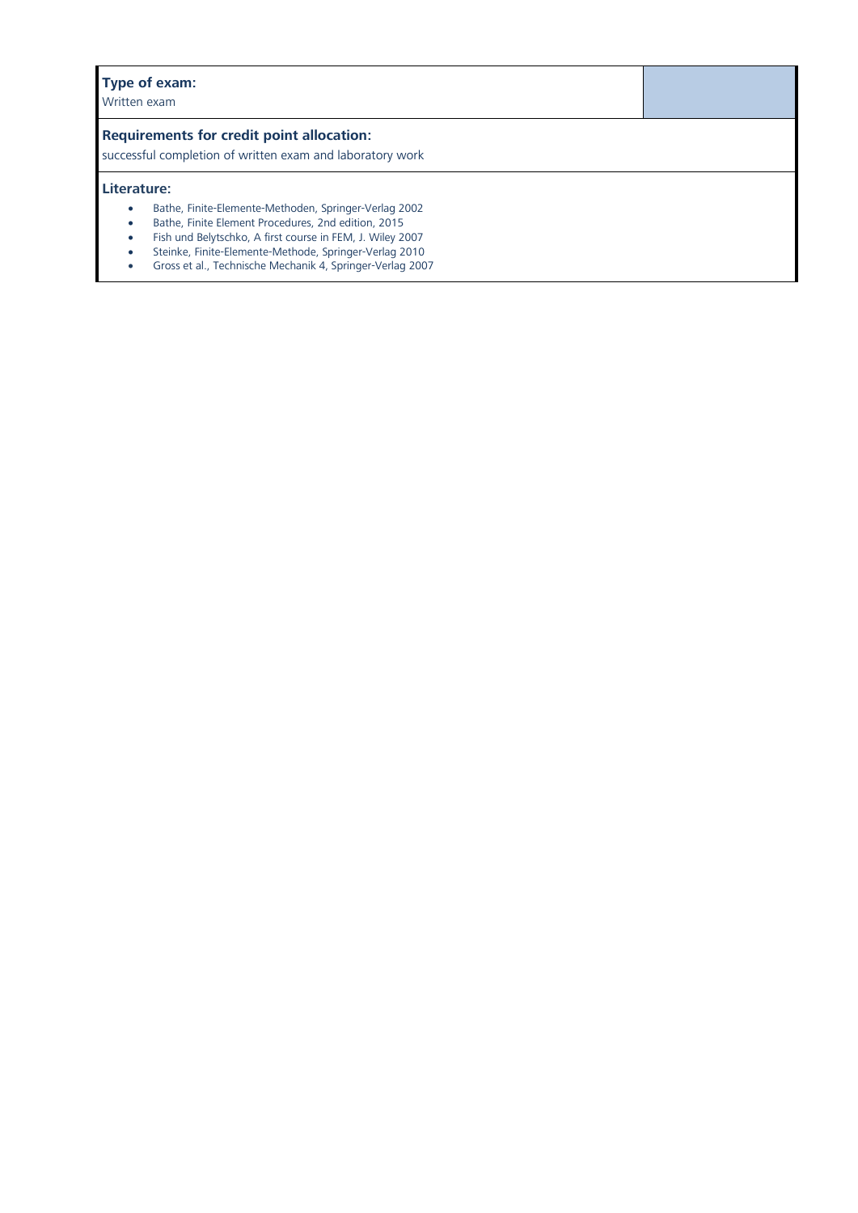**Type of exam:**
Written exam

**Requirements for credit point allocation:**
successful completion of written exam and laboratory work

**Literature:**

- Bathe, Finite-Elemente-Methoden, Springer-Verlag 2002
- Bathe, Finite Element Procedures, 2nd edition, 2015
- Fish und Belytschko, A first course in FEM, J. Wiley 2007
- Steinke, Finite-Elemente-Methode, Springer-Verlag 2010
- Gross et al., Technische Mechanik 4, Springer-Verlag 2007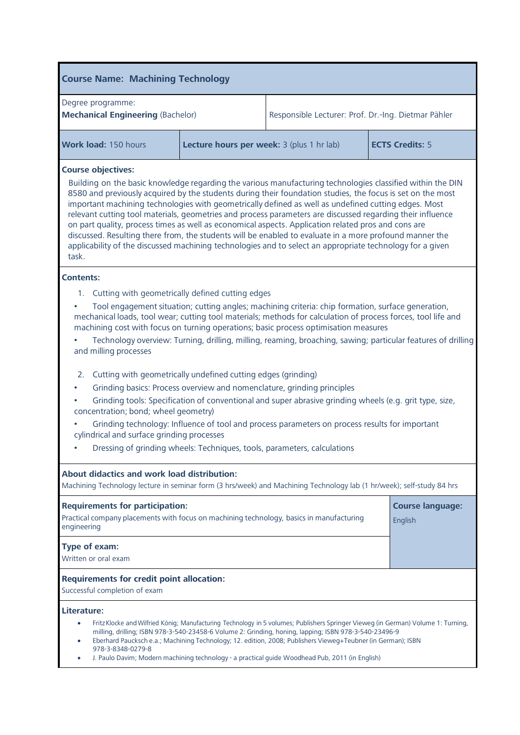## Course Name: Machining Technology

| Degree programme: **Mechanical Engineering** (Bachelor) | | Responsible Lecturer: Prof. Dr.-Ing. Dietmar Pähler |
|---|---|---|
| **Work load:** 150 hours | **Lecture hours per week:** 3 (plus 1 hr lab) | **ECTS Credits:** 5 |

**Course objectives:**

Building on the basic knowledge regarding the various manufacturing technologies classified within the DIN 8580 and previously acquired by the students during their foundation studies, the focus is set on the most important machining technologies with geometrically defined as well as undefined cutting edges. Most relevant cutting tool materials, geometries and process parameters are discussed regarding their influence on part quality, process times as well as economical aspects. Application related pros and cons are discussed. Resulting there from, the students will be enabled to evaluate in a more profound manner the applicability of the discussed machining technologies and to select an appropriate technology for a given task.

**Contents:**

1. Cutting with geometrically defined cutting edges

- Tool engagement situation; cutting angles; machining criteria: chip formation, surface generation, mechanical loads, tool wear; cutting tool materials; methods for calculation of process forces, tool life and machining cost with focus on turning operations; basic process optimisation measures
- Technology overview: Turning, drilling, milling, reaming, broaching, sawing; particular features of drilling and milling processes

2. Cutting with geometrically undefined cutting edges (grinding)

- Grinding basics: Process overview and nomenclature, grinding principles
- Grinding tools: Specification of conventional and super abrasive grinding wheels (e.g. grit type, size, concentration; bond; wheel geometry)
- Grinding technology: Influence of tool and process parameters on process results for important cylindrical and surface grinding processes
- Dressing of grinding wheels: Techniques, tools, parameters, calculations

**About didactics and work load distribution:**

Machining Technology lecture in seminar form (3 hrs/week) and Machining Technology lab (1 hr/week); self-study 84 hrs

**Requirements for participation:**

Practical company placements with focus on machining technology, basics in manufacturing engineering

**Course language:**

English

**Type of exam:**

Written or oral exam

**Requirements for credit point allocation:**

Successful completion of exam

**Literature:**

- Fritz Klocke and Wilfried König; Manufacturing Technology in 5 volumes; Publishers Springer Vieweg (in German) Volume 1: Turning, milling, drilling; ISBN 978-3-540-23458-6 Volume 2: Grinding, honing, lapping; ISBN 978-3-540-23496-9
- Eberhard Paucksch e.a.; Machining Technology; 12. edition, 2008; Publishers Vieweg+Teubner (in German); ISBN 978-3-8348-0279-8
- J. Paulo Davim; Modern machining technology - a practical guide Woodhead Pub, 2011 (in English)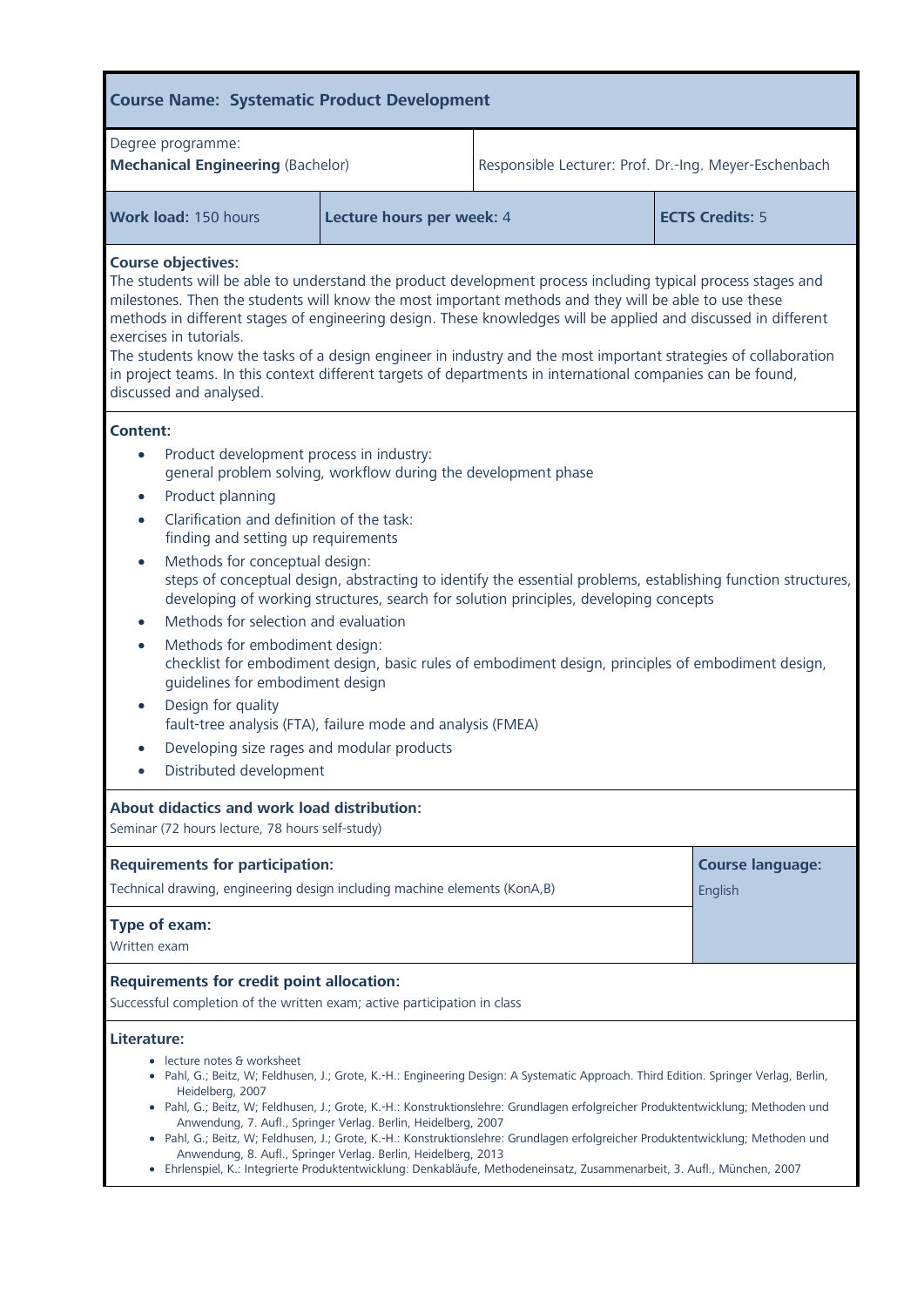## Course Name: Systematic Product Development

| Degree programme: **Mechanical Engineering** (Bachelor) | | Responsible Lecturer: Prof. Dr.-Ing. Meyer-Eschenbach |
|---|---|---|
| **Work load:** 150 hours | **Lecture hours per week:** 4 | **ECTS Credits:** 5 |

**Course objectives:**

The students will be able to understand the product development process including typical process stages and milestones. Then the students will know the most important methods and they will be able to use these methods in different stages of engineering design. These knowledges will be applied and discussed in different exercises in tutorials.

The students know the tasks of a design engineer in industry and the most important strategies of collaboration in project teams. In this context different targets of departments in international companies can be found, discussed and analysed.

**Content:**

- Product development process in industry:
  general problem solving, workflow during the development phase
- Product planning
- Clarification and definition of the task:
  finding and setting up requirements
- Methods for conceptual design:
  steps of conceptual design, abstracting to identify the essential problems, establishing function structures, developing of working structures, search for solution principles, developing concepts
- Methods for selection and evaluation
- Methods for embodiment design:
  checklist for embodiment design, basic rules of embodiment design, principles of embodiment design, guidelines for embodiment design
- Design for quality
  fault-tree analysis (FTA), failure mode and analysis (FMEA)
- Developing size rages and modular products
- Distributed development

**About didactics and work load distribution:**

Seminar (72 hours lecture, 78 hours self-study)

**Requirements for participation:**

Technical drawing, engineering design including machine elements (KonA,B)

**Course language:**

English

**Type of exam:**

Written exam

**Requirements for credit point allocation:**

Successful completion of the written exam; active participation in class

**Literature:**

- lecture notes & worksheet
- Pahl, G.; Beitz, W; Feldhusen, J.; Grote, K.-H.: Engineering Design: A Systematic Approach. Third Edition. Springer Verlag, Berlin, Heidelberg, 2007
- Pahl, G.; Beitz, W; Feldhusen, J.; Grote, K.-H.: Konstruktionslehre: Grundlagen erfolgreicher Produktentwicklung; Methoden und Anwendung, 7. Aufl., Springer Verlag. Berlin, Heidelberg, 2007
- Pahl, G.; Beitz, W; Feldhusen, J.; Grote, K.-H.: Konstruktionslehre: Grundlagen erfolgreicher Produktentwicklung; Methoden und Anwendung, 8. Aufl., Springer Verlag. Berlin, Heidelberg, 2013
- Ehrlenspiel, K.: Integrierte Produktentwicklung: Denkabläufe, Methodeneinsatz, Zusammenarbeit, 3. Aufl., München, 2007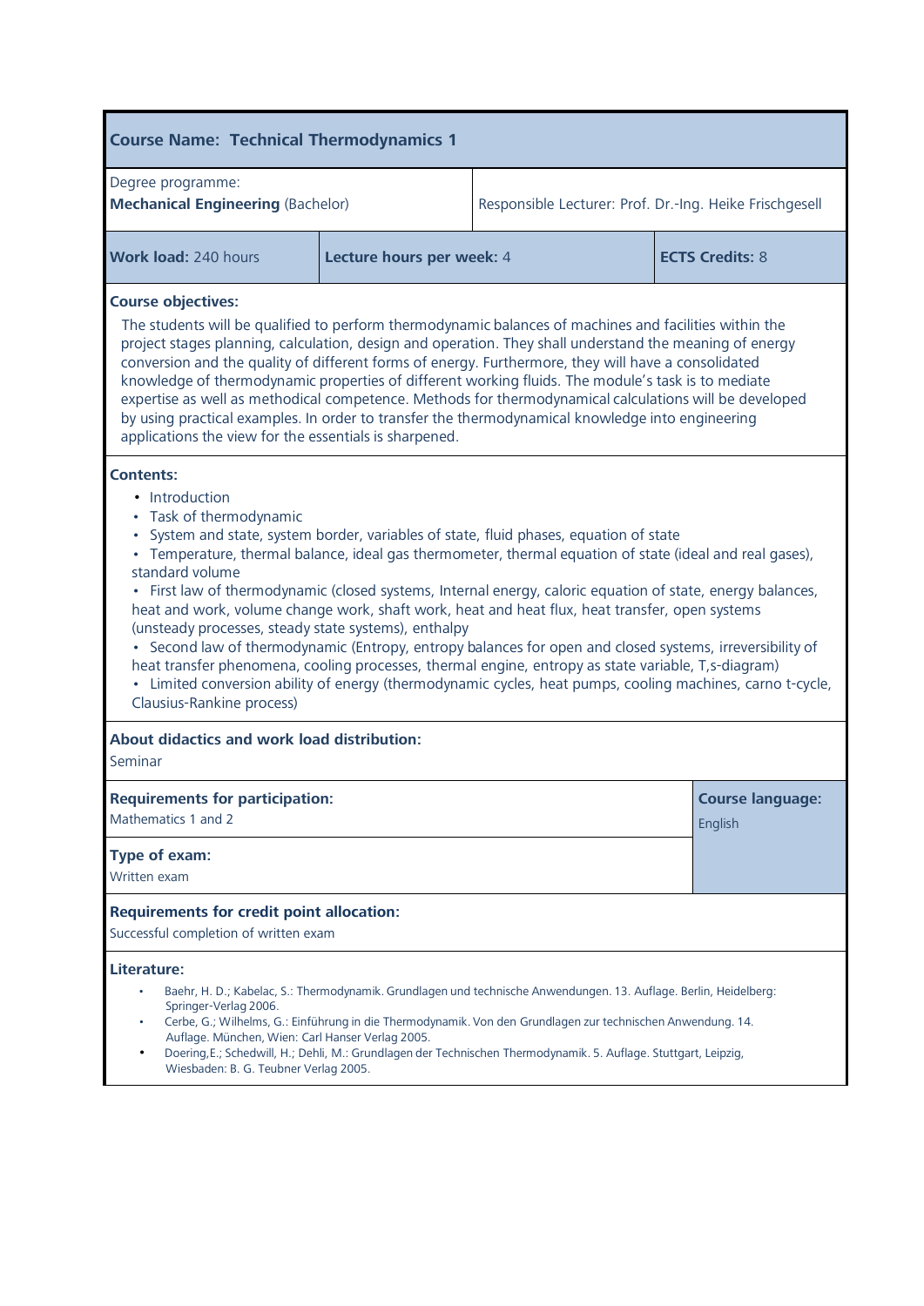## Course Name: Technical Thermodynamics 1

| Degree programme: **Mechanical Engineering** (Bachelor) | Responsible Lecturer: Prof. Dr.-Ing. Heike Frischgesell |
|---|---|

| **Work load:** 240 hours | **Lecture hours per week:** 4 | **ECTS Credits:** 8 |
|---|---|---|

**Course objectives:**

The students will be qualified to perform thermodynamic balances of machines and facilities within the project stages planning, calculation, design and operation. They shall understand the meaning of energy conversion and the quality of different forms of energy. Furthermore, they will have a consolidated knowledge of thermodynamic properties of different working fluids. The module's task is to mediate expertise as well as methodical competence. Methods for thermodynamical calculations will be developed by using practical examples. In order to transfer the thermodynamical knowledge into engineering applications the view for the essentials is sharpened.

**Contents:**

- Introduction
- Task of thermodynamic
- System and state, system border, variables of state, fluid phases, equation of state
- Temperature, thermal balance, ideal gas thermometer, thermal equation of state (ideal and real gases), standard volume
- First law of thermodynamic (closed systems, Internal energy, caloric equation of state, energy balances, heat and work, volume change work, shaft work, heat and heat flux, heat transfer, open systems (unsteady processes, steady state systems), enthalpy
- Second law of thermodynamic (Entropy, entropy balances for open and closed systems, irreversibility of heat transfer phenomena, cooling processes, thermal engine, entropy as state variable, T,s-diagram)
- Limited conversion ability of energy (thermodynamic cycles, heat pumps, cooling machines, carno t-cycle, Clausius-Rankine process)

**About didactics and work load distribution:**

Seminar

| **Requirements for participation:** Mathematics 1 and 2 | **Course language:** English |
|---|---|
| **Type of exam:** Written exam | |

**Requirements for credit point allocation:**

Successful completion of written exam

**Literature:**

- Baehr, H. D.; Kabelac, S.: Thermodynamik. Grundlagen und technische Anwendungen. 13. Auflage. Berlin, Heidelberg: Springer-Verlag 2006.
- Cerbe, G.; Wilhelms, G.: Einführung in die Thermodynamik. Von den Grundlagen zur technischen Anwendung. 14. Auflage. München, Wien: Carl Hanser Verlag 2005.
- Doering,E.; Schedwill, H.; Dehli, M.: Grundlagen der Technischen Thermodynamik. 5. Auflage. Stuttgart, Leipzig, Wiesbaden: B. G. Teubner Verlag 2005.